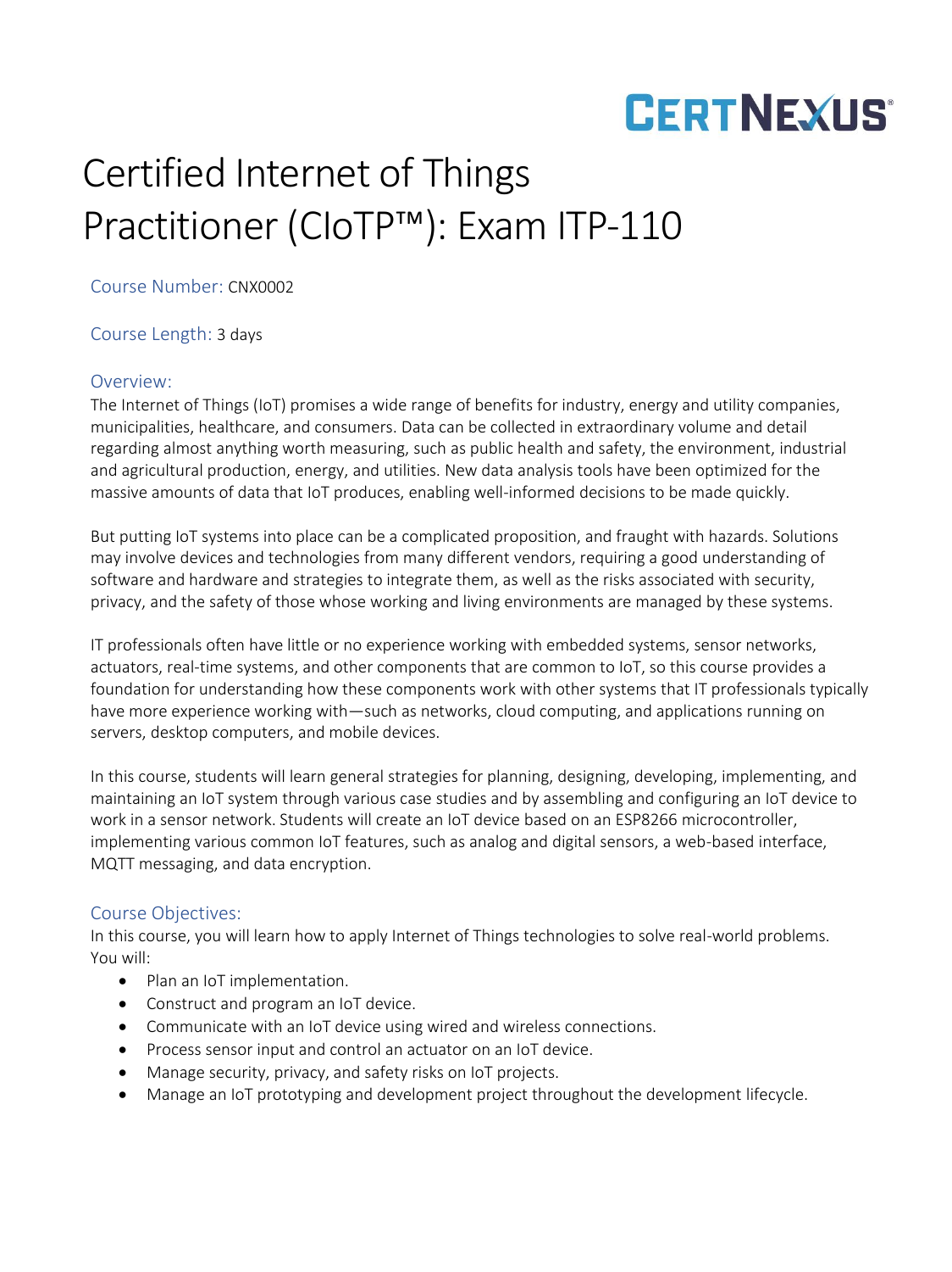# Certified Internet of Things Practitioner (CIoTP™): Exam ITP-110

**Course Number:** CNX0002

**Course Length:** 3 days

## Overview:

The Internet of Things (IoT) promises a wide range of benefits for industry, energy and utility companies, municipalities, healthcare, and consumers. Data can be collected in extraordinary volume and detail regarding almost anything worth measuring, such as public health and safety, the environment, industrial and agricultural production, energy, and utilities. New data analysis tools have been optimized for the massive amounts of data that IoT produces, enabling well-informed decisions to be made quickly.

But putting IoT systems into place can be a complicated proposition, and fraught with hazards. Solutions may involve devices and technologies from many different vendors, requiring a good understanding of software and hardware and strategies to integrate them, as well as the risks associated with security, privacy, and the safety of those whose working and living environments are managed by these systems.

IT professionals often have little or no experience working with embedded systems, sensor networks, actuators, real-time systems, and other components that are common to IoT, so this course provides a foundation for understanding how these components work with other systems that IT professionals typically have more experience working with—such as networks, cloud computing, and applications running on servers, desktop computers, and mobile devices.

In this course, students will learn general strategies for planning, designing, developing, implementing, and maintaining an IoT system through various case studies and by assembling and configuring an IoT device to work in a sensor network. Students will create an IoT device based on an ESP8266 microcontroller, implementing various common IoT features, such as analog and digital sensors, a web-based interface, MQTT messaging, and data encryption.

## Course Objectives:

In this course, you will learn how to apply Internet of Things technologies to solve real-world problems. You will:

- Plan an IoT implementation.
- Construct and program an IoT device.
- Communicate with an IoT device using wired and wireless connections.
- Process sensor input and control an actuator on an IoT device.
- Manage security, privacy, and safety risks on IoT projects.
- Manage an IoT prototyping and development project throughout the development lifecycle.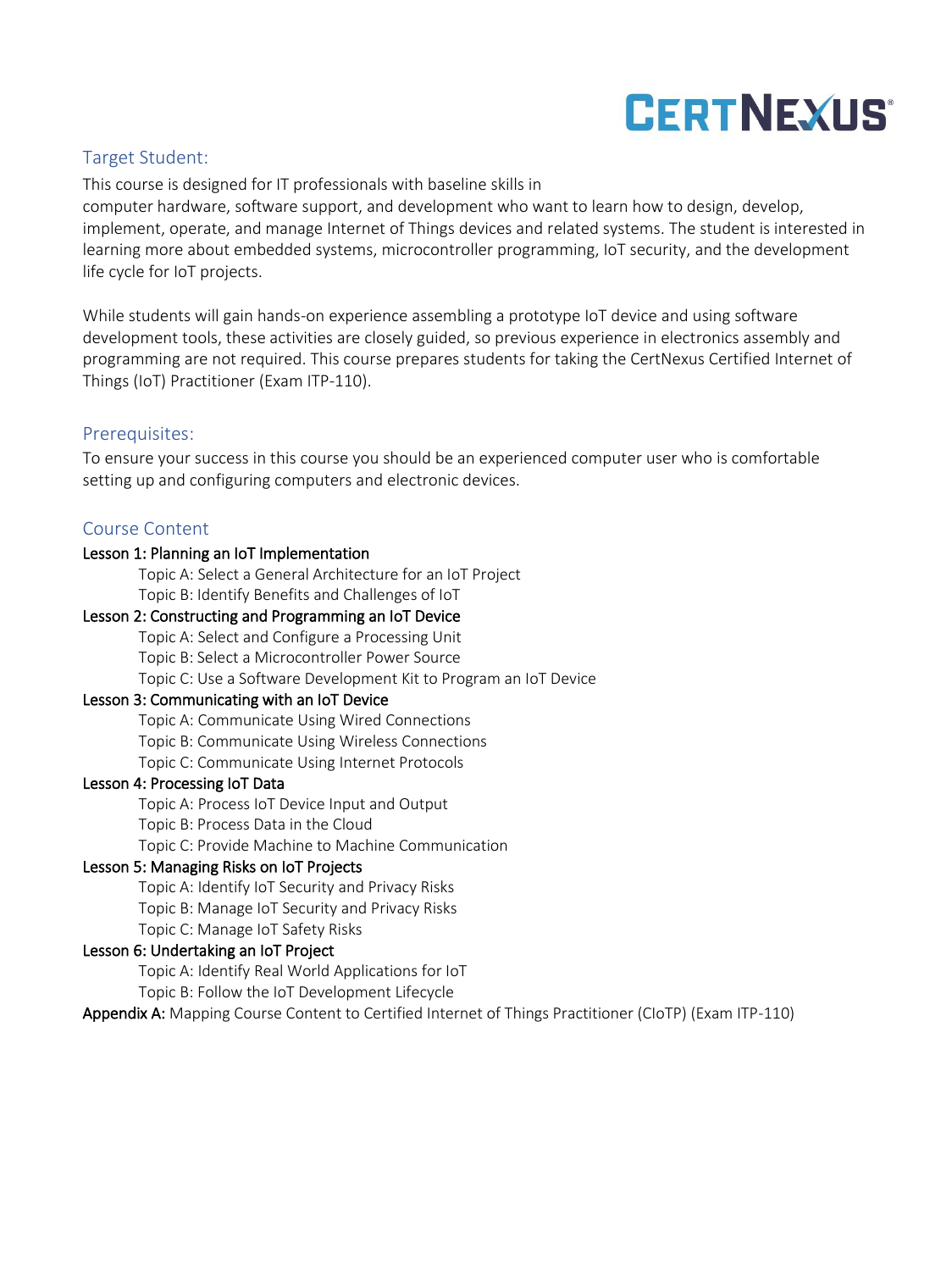## Target Student:

This course is designed for IT professionals with baseline skills in computer hardware, software support, and development who want to learn how to design, develop, implement, operate, and manage Internet of Things devices and related systems. The student is interested in learning more about embedded systems, microcontroller programming, IoT security, and the development life cycle for IoT projects.

While students will gain hands-on experience assembling a prototype IoT device and using software development tools, these activities are closely guided, so previous experience in electronics assembly and programming are not required. This course prepares students for taking the CertNexus Certified Internet of Things (IoT) Practitioner (Exam ITP-110).

## Prerequisites:

To ensure your success in this course you should be an experienced computer user who is comfortable setting up and configuring computers and electronic devices.

## Course Content

**Lesson 1: Planning an IoT Implementation**
- Topic A: Select a General Architecture for an IoT Project
- Topic B: Identify Benefits and Challenges of IoT

**Lesson 2: Constructing and Programming an IoT Device**
- Topic A: Select and Configure a Processing Unit
- Topic B: Select a Microcontroller Power Source
- Topic C: Use a Software Development Kit to Program an IoT Device

**Lesson 3: Communicating with an IoT Device**
- Topic A: Communicate Using Wired Connections
- Topic B: Communicate Using Wireless Connections
- Topic C: Communicate Using Internet Protocols

**Lesson 4: Processing IoT Data**
- Topic A: Process IoT Device Input and Output
- Topic B: Process Data in the Cloud
- Topic C: Provide Machine to Machine Communication

**Lesson 5: Managing Risks on IoT Projects**
- Topic A: Identify IoT Security and Privacy Risks
- Topic B: Manage IoT Security and Privacy Risks
- Topic C: Manage IoT Safety Risks

**Lesson 6: Undertaking an IoT Project**
- Topic A: Identify Real World Applications for IoT
- Topic B: Follow the IoT Development Lifecycle

**Appendix A:** Mapping Course Content to Certified Internet of Things Practitioner (CIoTP) (Exam ITP-110)